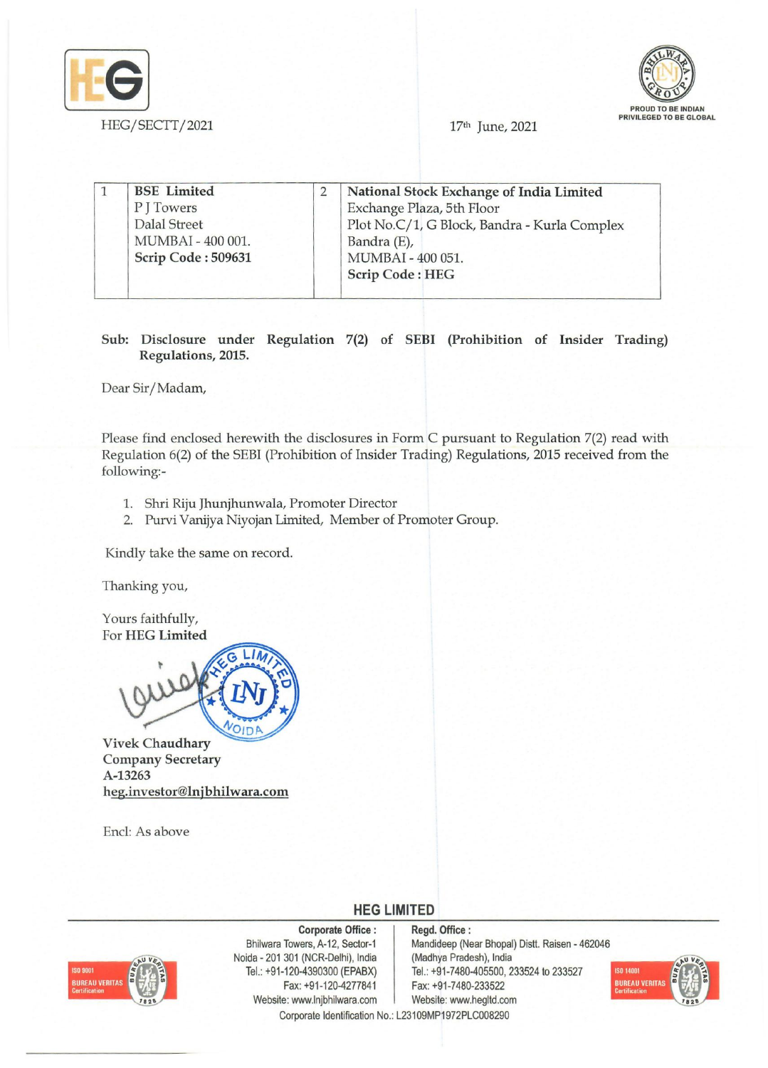HEG/SECTT/2021

17th June, 2021

| 1 | **BSE Limited**<br>P J Towers<br>Dalal Street<br>MUMBAI - 400 001.<br>**Scrip Code : 509631** | 2 | **National Stock Exchange of India Limited**<br>Exchange Plaza, 5th Floor<br>Plot No.C/1, G Block, Bandra - Kurla Complex<br>Bandra (E),<br>MUMBAI - 400 051.<br>**Scrip Code : HEG** |
|---|---|---|---|

**Sub: Disclosure under Regulation 7(2) of SEBI (Prohibition of Insider Trading) Regulations, 2015.**

Dear Sir/Madam,

Please find enclosed herewith the disclosures in Form C pursuant to Regulation 7(2) read with Regulation 6(2) of the SEBI (Prohibition of Insider Trading) Regulations, 2015 received from the following:-

1. Shri Riju Jhunjhunwala, Promoter Director
2. Purvi Vanijya Niyojan Limited, Member of Promoter Group.

Kindly take the same on record.

Thanking you,

Yours faithfully,
For **HEG Limited**

**Vivek Chaudhary**
**Company Secretary**
**A-13263**
**heg.investor@lnjbhilwara.com**

Encl: As above

**HEG LIMITED**

**Corporate Office :** Bhilwara Towers, A-12, Sector-1, Noida - 201 301 (NCR-Delhi), India
Tel.: +91-120-4390300 (EPABX)
Fax: +91-120-4277841
Website: www.lnjbhilwara.com

**Regd. Office :** Mandideep (Near Bhopal) Distt. Raisen - 462046 (Madhya Pradesh), India
Tel.: +91-7480-405500, 233524 to 233527
Fax: +91-7480-233522
Website: www.hegltd.com

Corporate Identification No.: L23109MP1972PLC008290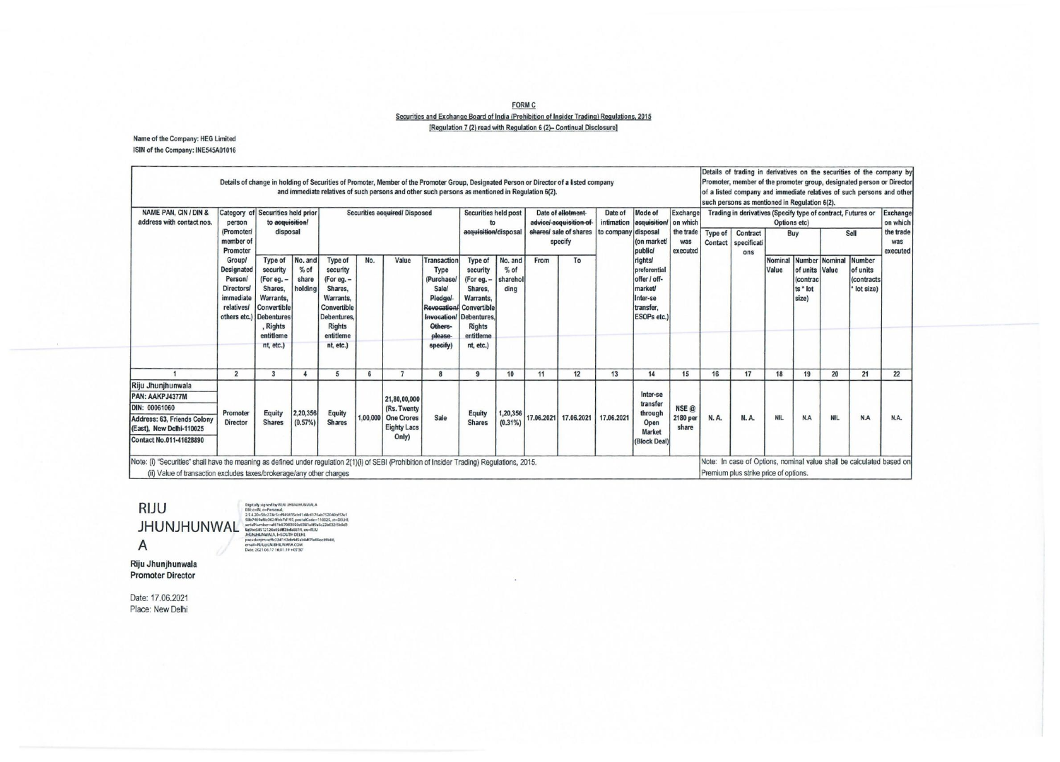**FORM C**

**Securities and Exchange Board of India (Prohibition of Insider Trading) Regulations, 2015**

**[Regulation 7 (2) read with Regulation 6 (2)– Continual Disclosure]**

**Name of the Company: HEG Limited**

**ISIN of the Company: INE545A01016**

| Details of change in holding of Securities of Promoter, Member of the Promoter Group, Designated Person or Director of a listed company and immediate relatives of such persons and other such persons as mentioned in Regulation 6(2). | | | | | | | | | | | | | | | Details of trading in derivatives on the securities of the company by Promoter, member of the promoter group, designated person or Director of a listed company and immediate relatives of such persons and other such persons as mentioned in Regulation 6(2). | | | | | | |
|---|---|---|---|---|---|---|---|---|---|---|---|---|---|---|---|---|---|---|---|---|---|
| NAME PAN, CIN / DIN & address with contact nos. | Category of person (Promoter/ member of Promoter Group/ Designated Person/ Directors/ immediate relatives/ others etc.) | Securities held prior to ~~acquisition~~/ disposal | | Securities ~~acquired~~/ Disposed | | | | Securities held post to ~~acquisition~~/disposal | | Date of ~~allotment advice/ acquisition of shares~~/ sale of shares specify | | Date of intimation to company | Mode of ~~acquisition~~/ disposal (on market/ public/ rights/ preferential offer / off-market/ Inter-se transfer, ESOPs etc.) | Exchange on which the trade was executed | Trading in derivatives (Specify type of contract, Futures or Options etc) | | | | | | Exchange on which the trade was executed |
| | | Type of security (For eg. – Shares, Warrants, Convertible Debentures, Rights entitlement, etc.) | No. and % of share holding | Type of security (For eg. – Shares, Warrants, Convertible Debentures, Rights entitlement, etc.) | No. | Value | Transaction Type (~~Purchase~~/ Sale/ ~~Pledge/ Revocation/ Invocation/ Others- please specify~~) | Type of security (For eg. – Shares, Warrants, Convertible Debentures, Rights entitlement, etc.) | No. and % of shareholding | From | To | | | | Type of Contact | Contract specifications | Buy | | Sell | | |
| | | | | | | | | | | | | | | | | | Nominal Value | Number of units (contracts * lot size) | Nominal Value | Number of units (contracts * lot size) | |
| 1 | 2 | 3 | 4 | 5 | 6 | 7 | 8 | 9 | 10 | 11 | 12 | 13 | 14 | 15 | 16 | 17 | 18 | 19 | 20 | 21 | 22 |
| Riju Jhunjhunwala<br>PAN: AAKPJ4377M<br>DIN: 00061060<br>Address: 63, Friends Colony (East), New Delhi-110025<br>Contact No.011-41628890 | Promoter Director | Equity Shares | 2,20,356 (0.57%) | Equity Shares | 1,00,000 | 21,80,00,000 (Rs. Twenty One Crores Eighty Lacs Only) | Sale | Equity Shares | 1,20,356 (0.31%) | 17.06.2021 | 17.06.2021 | 17.06.2021 | Inter-se transfer through Open Market (Block Deal) | NSE @ 2180 per share | N. A. | N. A. | NIL | N.A | NIL | N.A | N.A. |

Note: (i) "Securities" shall have the meaning as defined under regulation 2(1)(i) of SEBI (Prohibition of Insider Trading) Regulations, 2015.

(ii) Value of transaction excludes taxes/brokerage/any other charges

Note: In case of Options, nominal value shall be calculated based on Premium plus strike price of options.

RIJU JHUNJHUNWALA

Digitally signed by RIJU JHUNJHUNWALA
Date: 2021.06.17 16:01:19 +05'30'

**Riju Jhunjhunwala**
**Promoter Director**

Date: 17.06.2021
Place: New Delhi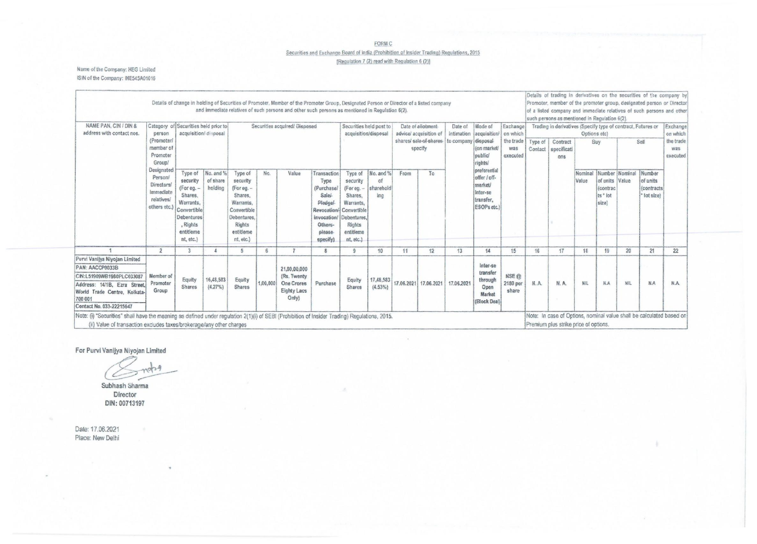FORM C

Securities and Exchange Board of India (Prohibition of Insider Trading) Regulations, 2015

[Regulation 7 (2) read with Regulation 6 (2)]

Name of the Company: HEG Limited

ISIN of the Company: INE545A01016

Details of change in holding of Securities of Promoter, Member of the Promoter Group, Designated Person or Director of a listed company and immediate relatives of such persons and other such persons as mentioned in Regulation 6(2).

Details of trading in derivatives on the securities of the company by Promoter, member of the promoter group, designated person or Director of a listed company and immediate relatives of such persons and other such persons as mentioned in Regulation 6(2).

| NAME PAN, CIN / DIN & address with contact nos. | Category of person (Promoter/ member of Promoter Group/ Designated Person/ Directors/ Immediate relatives/ others etc.) | Securities held prior to acquisition/ disposal | | Securities acquired/ Disposed | | | | Securities held post to acquisition/disposal | | Date of allotment advice/ acquisition of shares/ sale of shares specify | | Date of intimation to company | Mode of acquisition/ disposal (on market/ public/ rights/ preferential offer / off-market/ Inter-se transfer, ESOPs etc.) | Exchange on which the trade was executed | Trading in derivatives (Specify type of contract, Futures or Options etc) | | | | | | Exchange on which the trade was executed |
|---|---|---|---|---|---|---|---|---|---|---|---|---|---|---|---|---|---|---|---|---|---|
| | | Type of security (For eg. – Shares, Warrants, Convertible Debentures, Rights entitlement, etc.) | No. and % of share holding | Type of security (For eg. – Shares, Warrants, Convertible Debentures, Rights entitlement, etc.) | No. | Value | Transaction Type (Purchase/ Sale/ Pledge/ Revocation/ Invocation/ Others- please specify) | Type of security (For eg. – Shares, Warrants, Convertible Debentures, Rights entitlement, etc.) | No. and % of shareholding | From | To | | | | Type of Contact | Contract specifications | Buy | | Sell | | |
| | | | | | | | | | | | | | | | | | Nominal Value | Number of units (contracts * lot size) | Nominal Value | Number of units (contracts * lot size) | |
| 1 | 2 | 3 | 4 | 5 | 6 | 7 | 8 | 9 | 10 | 11 | 12 | 13 | 14 | 15 | 16 | 17 | 18 | 19 | 20 | 21 | 22 |
| Purvi Vanijya Niyojan Limited<br>PAN: AACCP0033B<br>CIN:L51909WB1980PLC033087<br>Address: 14/1B, Ezra Street, World Trade Centre, Kolkata-700 001<br>Contact No. 033-22215647 | Member of Promoter Group | Equity Shares | 16,48,583 (4.27%) | Equity Shares | 1,00,000 | 21,80,00,000 (Rs. Twenty One Crores Eighty Lacs Only) | Purchase | Equity Shares | 17,48,583 (4.53%) | 17.06.2021 | 17.06.2021 | 17.06.2021 | Inter-se transfer through Open Market (Block Deal) | NSE @ 2180 per share | N. A. | N. A. | NIL | N.A | NIL | N.A | N.A. |

Note: (i) "Securities" shall have the meaning as defined under regulation 2(1)(i) of SEBI (Prohibition of Insider Trading) Regulations, 2015.
(ii) Value of transaction excludes taxes/brokerage/any other charges

Note: In case of Options, nominal value shall be calculated based on Premium plus strike price of options.

**For Purvi Vanijya Niyojan Limited**

Subhash Sharma
Director
DIN: 00713197

Date: 17.06.2021
Place: New Delhi